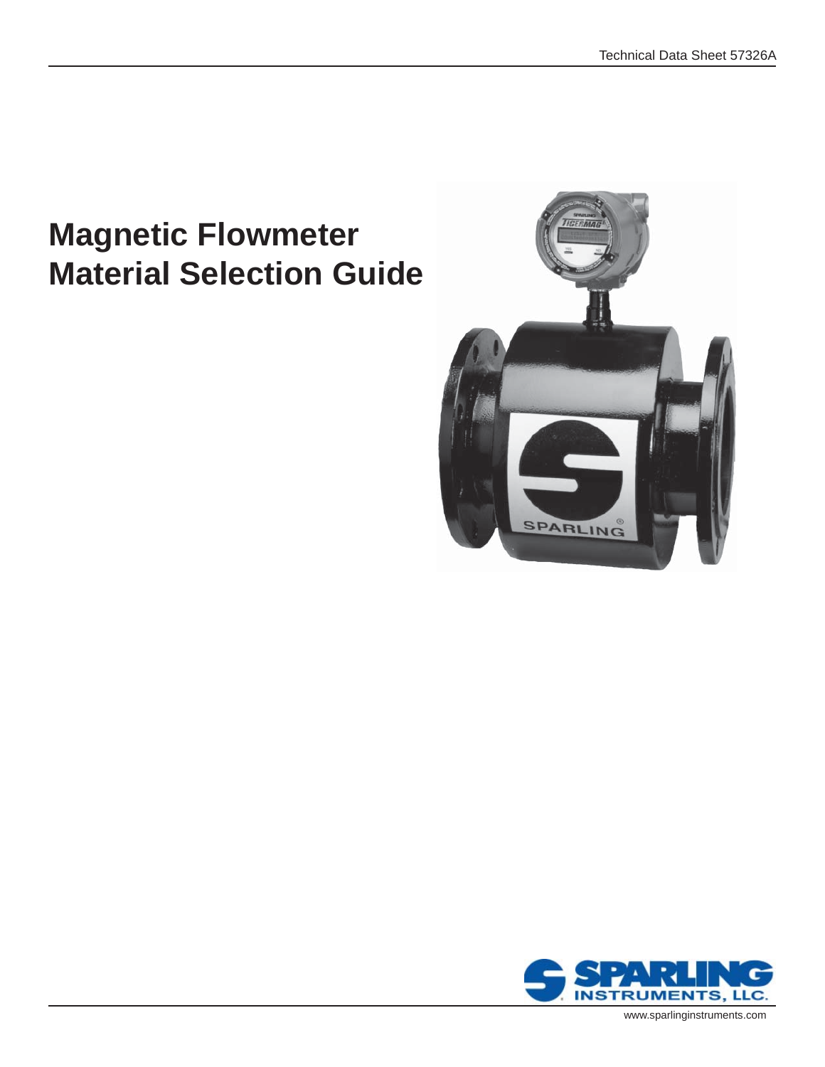Technical Data Sheet 57326A

# Magnetic Flowmeter Material Selection Guide

SPARLING INSTRUMENTS, LLC.

www.sparlinginstruments.com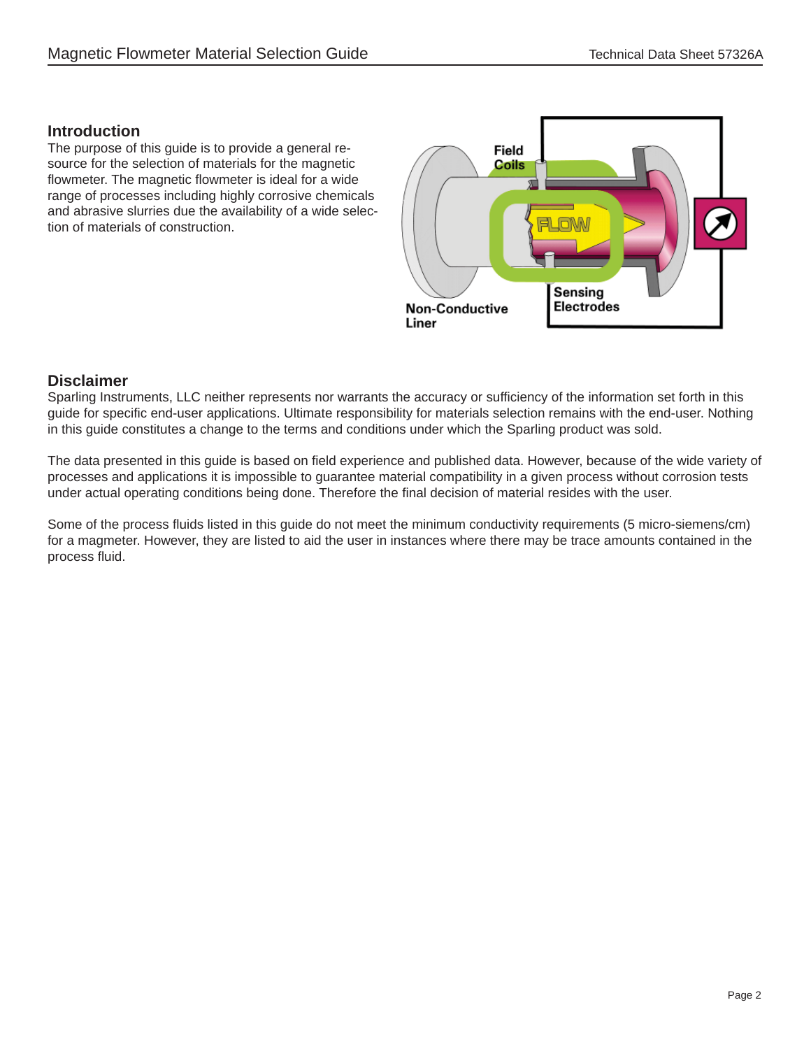## Introduction

The purpose of this guide is to provide a general resource for the selection of materials for the magnetic flowmeter. The magnetic flowmeter is ideal for a wide range of processes including highly corrosive chemicals and abrasive slurries due the availability of a wide selection of materials of construction.

Field Coils

FLOW

Sensing Electrodes

Non-Conductive Liner

## Disclaimer

Sparling Instruments, LLC neither represents nor warrants the accuracy or sufficiency of the information set forth in this guide for specific end-user applications. Ultimate responsibility for materials selection remains with the end-user. Nothing in this guide constitutes a change to the terms and conditions under which the Sparling product was sold.

The data presented in this guide is based on field experience and published data. However, because of the wide variety of processes and applications it is impossible to guarantee material compatibility in a given process without corrosion tests under actual operating conditions being done. Therefore the final decision of material resides with the user.

Some of the process fluids listed in this guide do not meet the minimum conductivity requirements (5 micro-siemens/cm) for a magmeter. However, they are listed to aid the user in instances where there may be trace amounts contained in the process fluid.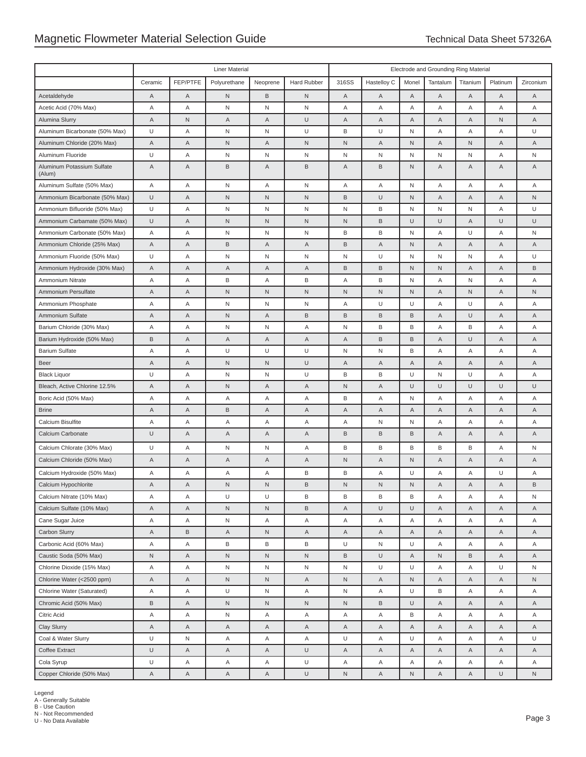| | Liner Material | | | | | Electrode and Grounding Ring Material | | | | | | |
|---|---|---|---|---|---|---|---|---|---|---|---|---|
| | Ceramic | FEP/PTFE | Polyurethane | Neoprene | Hard Rubber | 316SS | Hastelloy C | Monel | Tantalum | Titanium | Platinum | Zirconium |
| Acetaldehyde | A | A | N | B | N | A | A | A | A | A | A | A |
| Acetic Acid (70% Max) | A | A | N | N | N | A | A | A | A | A | A | A |
| Alumina Slurry | A | N | A | A | U | A | A | A | A | A | N | A |
| Aluminum Bicarbonate (50% Max) | U | A | N | N | U | B | U | N | A | A | A | U |
| Aluminum Chloride (20% Max) | A | A | N | A | N | N | A | N | A | N | A | A |
| Aluminum Fluoride | U | A | N | N | N | N | N | N | N | N | A | N |
| Aluminum Potassium Sulfate (Alum) | A | A | B | A | B | A | B | N | A | A | A | A |
| Aluminum Sulfate (50% Max) | A | A | N | A | N | A | A | N | A | A | A | A |
| Ammonium Bicarbonate (50% Max) | U | A | N | N | N | B | U | N | A | A | A | N |
| Ammonium Bifluoride (50% Max) | U | A | N | N | N | N | B | N | N | N | A | U |
| Ammonium Carbamate (50% Max) | U | A | N | N | N | N | B | U | U | A | U | U |
| Ammonium Carbonate (50% Max) | A | A | N | N | N | B | B | N | A | U | A | N |
| Ammonium Chloride (25% Max) | A | A | B | A | A | B | A | N | A | A | A | A |
| Ammonium Fluoride (50% Max) | U | A | N | N | N | N | U | N | N | N | A | U |
| Ammonium Hydroxide (30% Max) | A | A | A | A | A | B | B | N | N | A | A | B |
| Ammonium Nitrate | A | A | B | A | B | A | B | N | A | N | A | A |
| Ammonium Persulfate | A | A | N | N | N | N | N | N | A | N | A | N |
| Ammonium Phosphate | A | A | N | N | N | A | U | U | A | U | A | A |
| Ammonium Sulfate | A | A | N | A | B | B | B | B | A | U | A | A |
| Barium Chloride (30% Max) | A | A | N | N | A | N | B | B | A | B | A | A |
| Barium Hydroxide (50% Max) | B | A | A | A | A | A | B | B | A | U | A | A |
| Barium Sulfate | A | A | U | U | U | N | N | B | A | A | A | A |
| Beer | A | A | N | N | U | A | A | A | A | A | A | A |
| Black Liquor | U | A | N | N | U | B | B | U | N | U | A | A |
| Bleach, Active Chlorine 12.5% | A | A | N | A | A | N | A | U | U | U | U | U |
| Boric Acid (50% Max) | A | A | A | A | A | B | A | N | A | A | A | A |
| Brine | A | A | B | A | A | A | A | A | A | A | A | A |
| Calcium Bisulfite | A | A | A | A | A | A | N | N | A | A | A | A |
| Calcium Carbonate | U | A | A | A | A | B | B | B | A | A | A | A |
| Calcium Chlorate (30% Max) | U | A | N | N | A | B | B | B | B | B | A | N |
| Calcium Chloride (50% Max) | A | A | A | A | A | N | A | N | A | A | A | A |
| Calcium Hydroxide (50% Max) | A | A | A | A | B | B | A | U | A | A | U | A |
| Calcium Hypochlorite | A | A | N | N | B | N | N | N | A | A | A | B |
| Calcium Nitrate (10% Max) | A | A | U | U | B | B | B | B | A | A | A | N |
| Calcium Sulfate (10% Max) | A | A | N | N | B | A | U | U | A | A | A | A |
| Cane Sugar Juice | A | A | N | A | A | A | A | A | A | A | A | A |
| Carbon Slurry | A | B | A | N | A | A | A | A | A | A | A | A |
| Carbonic Acid (60% Max) | A | A | B | B | B | U | N | U | A | A | A | A |
| Caustic Soda (50% Max) | N | A | N | N | N | B | U | A | N | B | A | A |
| Chlorine Dioxide (15% Max) | A | A | N | N | N | N | U | U | A | A | U | N |
| Chlorine Water (<2500 ppm) | A | A | N | N | A | N | A | N | A | A | A | N |
| Chlorine Water (Saturated) | A | A | U | N | A | N | A | U | B | A | A | A |
| Chromic Acid (50% Max) | B | A | N | N | N | N | B | U | A | A | A | A |
| Citric Acid | A | A | N | A | A | A | A | B | A | A | A | A |
| Clay Slurry | A | A | A | A | A | A | A | A | A | A | A | A |
| Coal & Water Slurry | U | N | A | A | A | U | A | U | A | A | A | U |
| Coffee Extract | U | A | A | A | U | A | A | A | A | A | A | A |
| Cola Syrup | U | A | A | A | U | A | A | A | A | A | A | A |
| Copper Chloride (50% Max) | A | A | A | A | U | N | A | N | A | A | U | N |

Legend
A - Generally Suitable
B - Use Caution
N - Not Recommended
U - No Data Available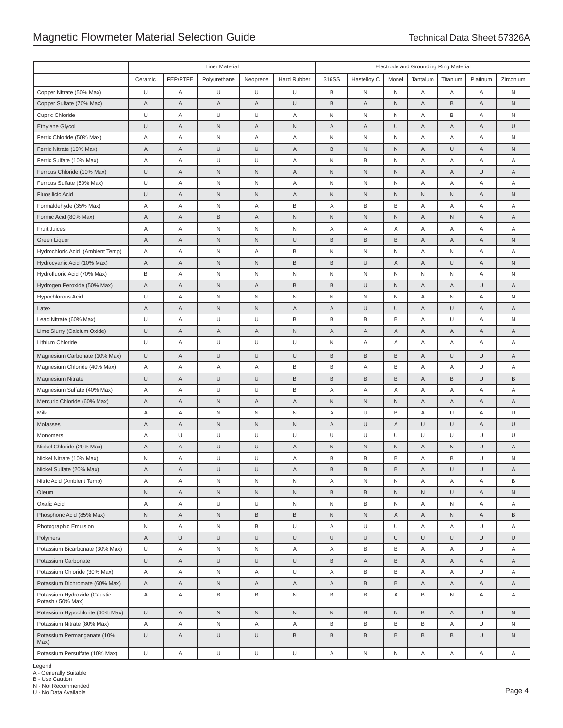| | Liner Material | | | | | Electrode and Grounding Ring Material | | | | | | |
|---|---|---|---|---|---|---|---|---|---|---|---|---|
| | Ceramic | FEP/PTFE | Polyurethane | Neoprene | Hard Rubber | 316SS | Hastelloy C | Monel | Tantalum | Titanium | Platinum | Zirconium |
| Copper Nitrate (50% Max) | U | A | U | U | U | B | N | N | A | A | A | N |
| Copper Sulfate (70% Max) | A | A | A | A | U | B | A | N | A | B | A | N |
| Cupric Chloride | U | A | U | U | A | N | N | N | A | B | A | N |
| Ethylene Glycol | U | A | N | A | N | A | A | U | A | A | A | U |
| Ferric Chloride (50% Max) | A | A | N | A | A | N | N | N | A | A | A | N |
| Ferric Nitrate (10% Max) | A | A | U | U | A | B | N | N | A | U | A | N |
| Ferric Sulfate (10% Max) | A | A | U | U | A | N | B | N | A | A | A | A |
| Ferrous Chloride (10% Max) | U | A | N | N | A | N | N | N | A | A | U | A |
| Ferrous Sulfate (50% Max) | U | A | N | N | A | N | N | N | A | A | A | A |
| Fluosilicic Acid | U | A | N | N | A | N | N | N | N | N | A | N |
| Formaldehyde (35% Max) | A | A | N | A | B | A | B | B | A | A | A | A |
| Formic Acid (80% Max) | A | A | B | A | N | N | N | N | A | N | A | A |
| Fruit Juices | A | A | N | N | N | A | A | A | A | A | A | A |
| Green Liquor | A | A | N | N | U | B | B | B | A | A | A | N |
| Hydrochloric Acid (Ambient Temp) | A | A | N | A | B | N | N | N | A | N | A | A |
| Hydrocyanic Acid (10% Max) | A | A | N | N | B | B | U | A | A | U | A | N |
| Hydrofluoric Acid (70% Max) | B | A | N | N | N | N | N | N | N | N | A | N |
| Hydrogen Peroxide (50% Max) | A | A | N | A | B | B | U | N | A | A | U | A |
| Hypochlorous Acid | U | A | N | N | N | N | N | N | A | N | A | N |
| Latex | A | A | N | N | A | A | U | U | A | U | A | A |
| Lead Nitrate (60% Max) | U | A | U | U | B | B | B | B | A | U | A | N |
| Lime Slurry (Calcium Oxide) | U | A | A | A | N | A | A | A | A | A | A | A |
| Lithium Chloride | U | A | U | U | U | N | A | A | A | A | A | A |
| Magnesium Carbonate (10% Max) | U | A | U | U | U | B | B | B | A | U | U | A |
| Magnesium Chloride (40% Max) | A | A | A | A | B | B | A | B | A | A | U | A |
| Magnesium Nitrate | U | A | U | U | B | B | B | B | A | B | U | B |
| Magnesium Sulfate (40% Max) | A | A | U | U | B | A | A | A | A | A | A | A |
| Mercuric Chloride (60% Max) | A | A | N | A | A | N | N | N | A | A | A | A |
| Milk | A | A | N | N | N | A | U | B | A | U | A | U |
| Molasses | A | A | N | N | N | A | U | A | U | U | A | U |
| Monomers | A | U | U | U | U | U | U | U | U | U | U | U |
| Nickel Chloride (20% Max) | A | A | U | U | A | N | N | N | A | N | U | A |
| Nickel Nitrate (10% Max) | N | A | U | U | A | B | B | B | A | B | U | N |
| Nickel Sulfate (20% Max) | A | A | U | U | A | B | B | B | A | U | U | A |
| Nitric Acid (Ambient Temp) | A | A | N | N | N | A | N | N | A | A | A | B |
| Oleum | N | A | N | N | N | B | B | N | N | U | A | N |
| Oxalic Acid | A | A | U | U | N | N | B | N | A | N | A | A |
| Phosphoric Acid (85% Max) | N | A | N | B | B | N | N | A | A | N | A | B |
| Photographic Emulsion | N | A | N | B | U | A | U | U | A | A | U | A |
| Polymers | A | U | U | U | U | U | U | U | U | U | U | U |
| Potassium Bicarbonate (30% Max) | U | A | N | N | A | A | B | B | A | A | U | A |
| Potassium Carbonate | U | A | U | U | U | B | A | B | A | A | A | A |
| Potassium Chloride (30% Max) | A | A | N | A | U | A | B | B | A | A | U | A |
| Potassium Dichromate (60% Max) | A | A | N | A | A | A | B | B | A | A | A | A |
| Potassium Hydroxide (Caustic Potash / 50% Max) | A | A | B | B | N | B | B | A | B | N | A | A |
| Potassium Hypochlorite (40% Max) | U | A | N | N | N | N | B | N | B | A | U | N |
| Potassium Nitrate (80% Max) | A | A | N | A | A | B | B | B | B | A | U | N |
| Potassium Permanganate (10% Max) | U | A | U | U | B | B | B | B | B | B | U | N |
| Potassium Persulfate (10% Max) | U | A | U | U | U | A | N | N | A | A | A | A |

Legend
A - Generally Suitable
B - Use Caution
N - Not Recommended
U - No Data Available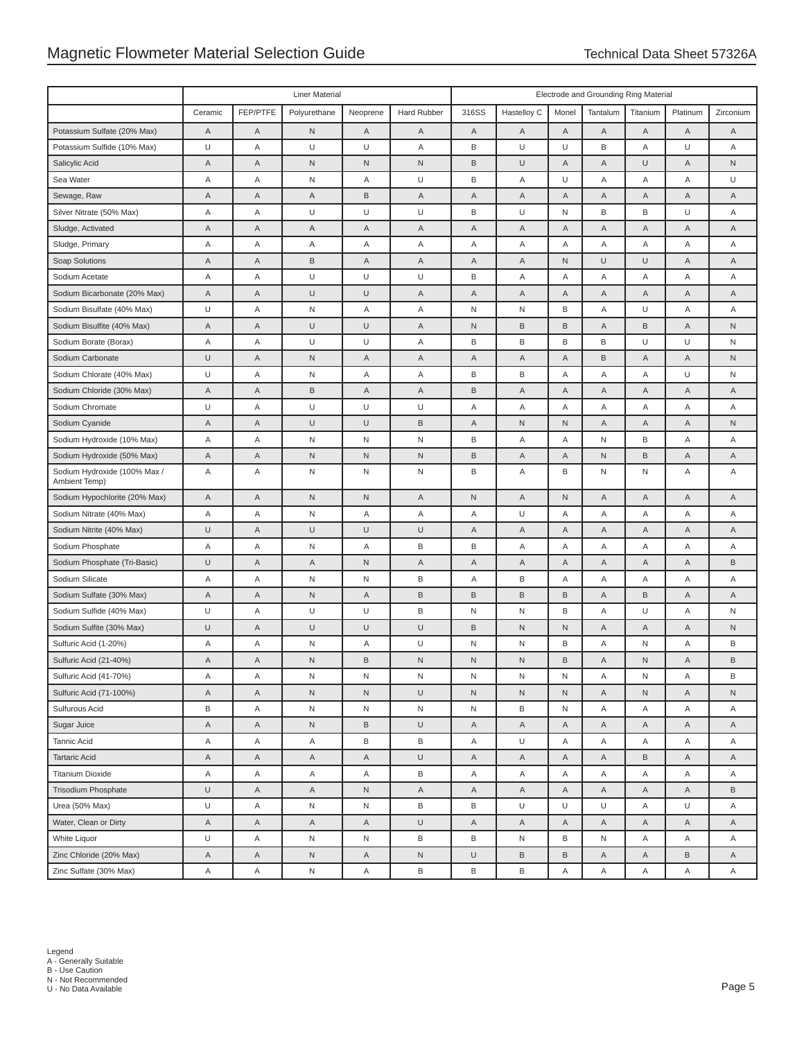| | Liner Material | | | | | Electrode and Grounding Ring Material | | | | | | |
|---|---|---|---|---|---|---|---|---|---|---|---|---|
| | Ceramic | FEP/PTFE | Polyurethane | Neoprene | Hard Rubber | 316SS | Hastelloy C | Monel | Tantalum | Titanium | Platinum | Zirconium |
| Potassium Sulfate (20% Max) | A | A | N | A | A | A | A | A | A | A | A | A |
| Potassium Sulfide (10% Max) | U | A | U | U | A | B | U | U | B | A | U | A |
| Salicylic Acid | A | A | N | N | N | B | U | A | A | U | A | N |
| Sea Water | A | A | N | A | U | B | A | U | A | A | A | U |
| Sewage, Raw | A | A | A | B | A | A | A | A | A | A | A | A |
| Silver Nitrate (50% Max) | A | A | U | U | U | B | U | N | B | B | U | A |
| Sludge, Activated | A | A | A | A | A | A | A | A | A | A | A | A |
| Sludge, Primary | A | A | A | A | A | A | A | A | A | A | A | A |
| Soap Solutions | A | A | B | A | A | A | A | N | U | U | A | A |
| Sodium Acetate | A | A | U | U | U | B | A | A | A | A | A | A |
| Sodium Bicarbonate (20% Max) | A | A | U | U | A | A | A | A | A | A | A | A |
| Sodium Bisulfate (40% Max) | U | A | N | A | A | N | N | B | A | U | A | A |
| Sodium Bisulfite (40% Max) | A | A | U | U | A | N | B | B | A | B | A | N |
| Sodium Borate (Borax) | A | A | U | U | A | B | B | B | B | U | U | N |
| Sodium Carbonate | U | A | N | A | A | A | A | A | B | A | A | N |
| Sodium Chlorate (40% Max) | U | A | N | A | A | B | B | A | A | A | U | N |
| Sodium Chloride (30% Max) | A | A | B | A | A | B | A | A | A | A | A | A |
| Sodium Chromate | U | A | U | U | U | A | A | A | A | A | A | A |
| Sodium Cyanide | A | A | U | U | B | A | N | N | A | A | A | N |
| Sodium Hydroxide (10% Max) | A | A | N | N | N | B | A | A | N | B | A | A |
| Sodium Hydroxide (50% Max) | A | A | N | N | N | B | A | A | N | B | A | A |
| Sodium Hydroxide (100% Max / Ambient Temp) | A | A | N | N | N | B | A | B | N | N | A | A |
| Sodium Hypochlorite (20% Max) | A | A | N | N | A | N | A | N | A | A | A | A |
| Sodium Nitrate (40% Max) | A | A | N | A | A | A | U | A | A | A | A | A |
| Sodium Nitrite (40% Max) | U | A | U | U | U | A | A | A | A | A | A | A |
| Sodium Phosphate | A | A | N | A | B | B | A | A | A | A | A | A |
| Sodium Phosphate (Tri-Basic) | U | A | A | N | A | A | A | A | A | A | A | B |
| Sodium Silicate | A | A | N | N | B | A | B | A | A | A | A | A |
| Sodium Sulfate (30% Max) | A | A | N | A | B | B | B | B | A | B | A | A |
| Sodium Sulfide (40% Max) | U | A | U | U | B | N | N | B | A | U | A | N |
| Sodium Sulfite (30% Max) | U | A | U | U | U | B | N | N | A | A | A | N |
| Sulfuric Acid (1-20%) | A | A | N | A | U | N | N | B | A | N | A | B |
| Sulfuric Acid (21-40%) | A | A | N | B | N | N | N | B | A | N | A | B |
| Sulfuric Acid (41-70%) | A | A | N | N | N | N | N | N | A | N | A | B |
| Sulfuric Acid (71-100%) | A | A | N | N | U | N | N | N | A | N | A | N |
| Sulfurous Acid | B | A | N | N | N | N | B | N | A | A | A | A |
| Sugar Juice | A | A | N | B | U | A | A | A | A | A | A | A |
| Tannic Acid | A | A | A | B | B | A | U | A | A | A | A | A |
| Tartaric Acid | A | A | A | A | U | A | A | A | A | B | A | A |
| Titanium Dioxide | A | A | A | A | B | A | A | A | A | A | A | A |
| Trisodium Phosphate | U | A | A | N | A | A | A | A | A | A | A | B |
| Urea (50% Max) | U | A | N | N | B | B | U | U | U | A | U | A |
| Water, Clean or Dirty | A | A | A | A | U | A | A | A | A | A | A | A |
| White Liquor | U | A | N | N | B | B | N | B | N | A | A | A |
| Zinc Chloride (20% Max) | A | A | N | A | N | U | B | B | A | A | B | A |
| Zinc Sulfate (30% Max) | A | A | N | A | B | B | B | A | A | A | A | A |

Legend
A - Generally Suitable
B - Use Caution
N - Not Recommended
U - No Data Available